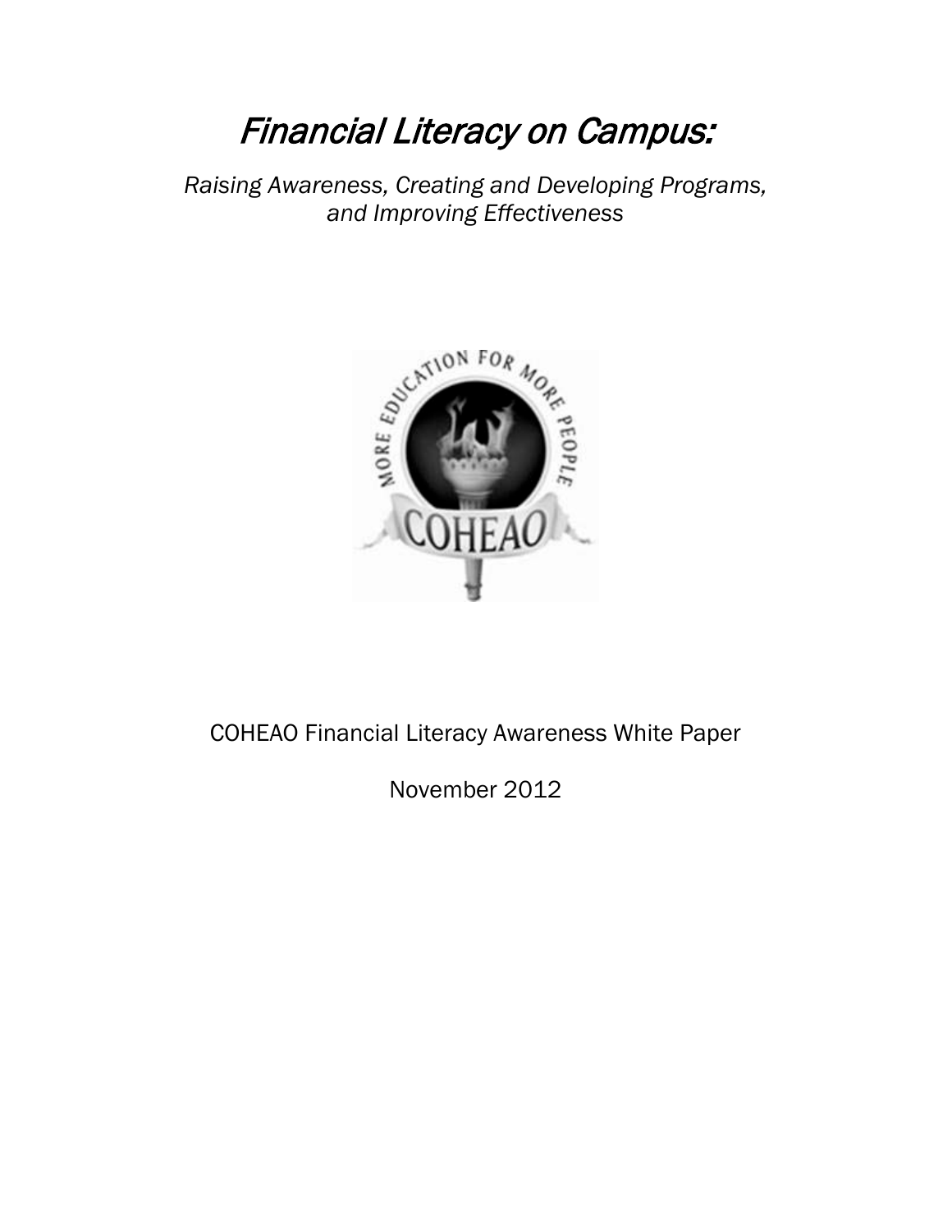# *Financial Literacy on Campus:*

*Raising Awareness, Creating and Developing Programs, and Improving Effectiveness*

COHEAO Financial Literacy Awareness White Paper

November 2012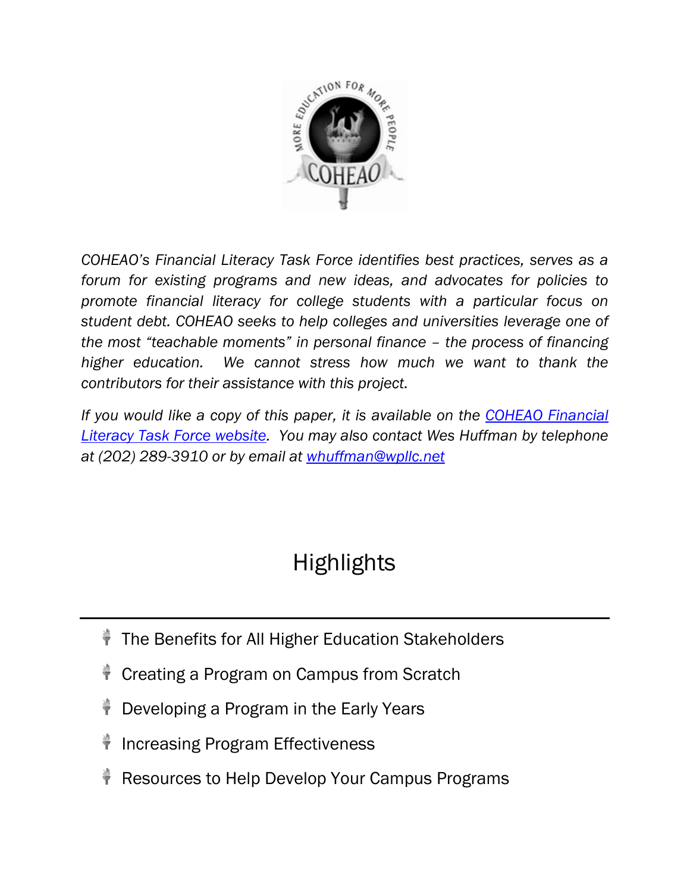*COHEAO's Financial Literacy Task Force identifies best practices, serves as a forum for existing programs and new ideas, and advocates for policies to promote financial literacy for college students with a particular focus on student debt. COHEAO seeks to help colleges and universities leverage one of the most "teachable moments" in personal finance – the process of financing higher education. We cannot stress how much we want to thank the contributors for their assistance with this project.*

*If you would like a copy of this paper, it is available on the [COHEAO Financial Literacy Task Force website](). You may also contact Wes Huffman by telephone at (202) 289-3910 or by email at [whuffman@wpllc.net]()*

## Highlights

---

- The Benefits for All Higher Education Stakeholders
- Creating a Program on Campus from Scratch
- Developing a Program in the Early Years
- Increasing Program Effectiveness
- Resources to Help Develop Your Campus Programs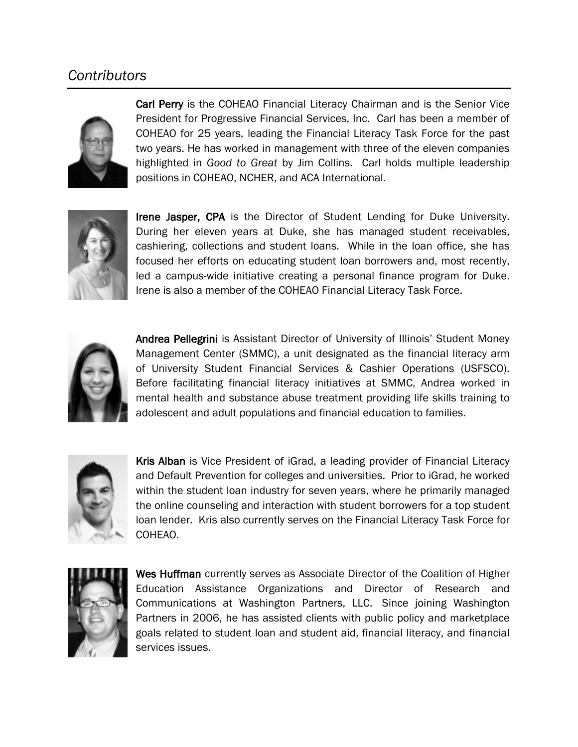## *Contributors*

**Carl Perry** is the COHEAO Financial Literacy Chairman and is the Senior Vice President for Progressive Financial Services, Inc. Carl has been a member of COHEAO for 25 years, leading the Financial Literacy Task Force for the past two years. He has worked in management with three of the eleven companies highlighted in *Good to Great* by Jim Collins. Carl holds multiple leadership positions in COHEAO, NCHER, and ACA International.

**Irene Jasper, CPA** is the Director of Student Lending for Duke University. During her eleven years at Duke, she has managed student receivables, cashiering, collections and student loans. While in the loan office, she has focused her efforts on educating student loan borrowers and, most recently, led a campus-wide initiative creating a personal finance program for Duke. Irene is also a member of the COHEAO Financial Literacy Task Force.

**Andrea Pellegrini** is Assistant Director of University of Illinois' Student Money Management Center (SMMC), a unit designated as the financial literacy arm of University Student Financial Services & Cashier Operations (USFSCO). Before facilitating financial literacy initiatives at SMMC, Andrea worked in mental health and substance abuse treatment providing life skills training to adolescent and adult populations and financial education to families.

**Kris Alban** is Vice President of iGrad, a leading provider of Financial Literacy and Default Prevention for colleges and universities. Prior to iGrad, he worked within the student loan industry for seven years, where he primarily managed the online counseling and interaction with student borrowers for a top student loan lender. Kris also currently serves on the Financial Literacy Task Force for COHEAO.

**Wes Huffman** currently serves as Associate Director of the Coalition of Higher Education Assistance Organizations and Director of Research and Communications at Washington Partners, LLC. Since joining Washington Partners in 2006, he has assisted clients with public policy and marketplace goals related to student loan and student aid, financial literacy, and financial services issues.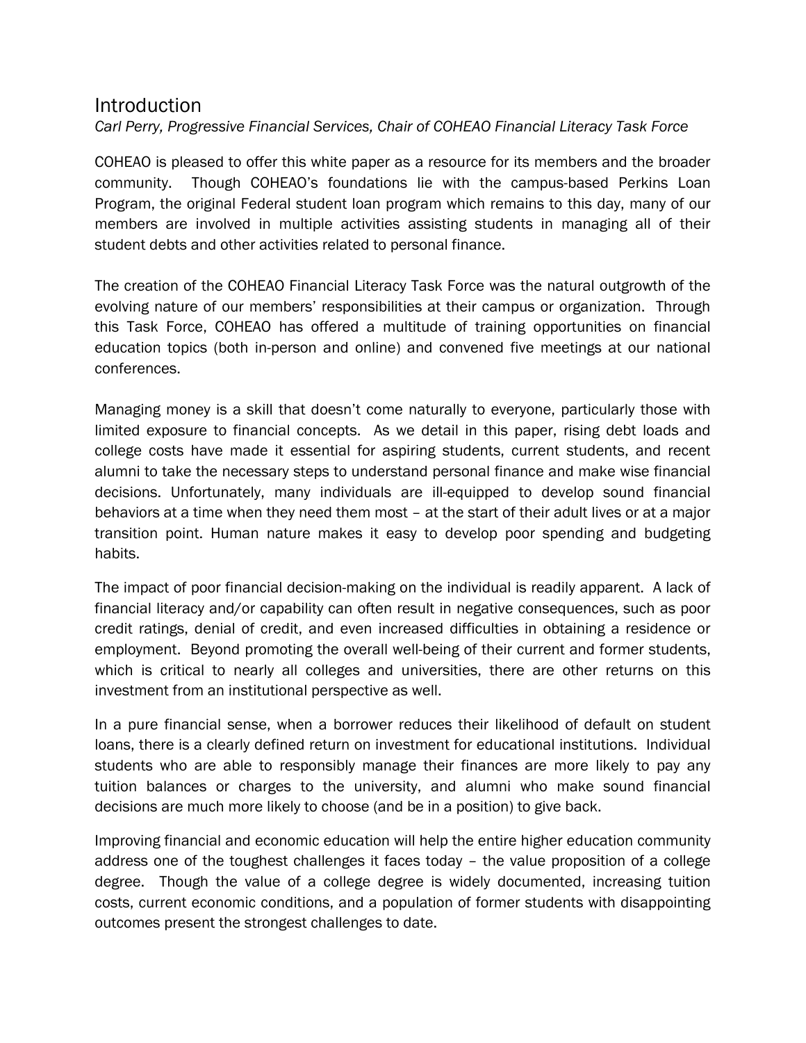## Introduction

*Carl Perry, Progressive Financial Services, Chair of COHEAO Financial Literacy Task Force*

COHEAO is pleased to offer this white paper as a resource for its members and the broader community. Though COHEAO's foundations lie with the campus-based Perkins Loan Program, the original Federal student loan program which remains to this day, many of our members are involved in multiple activities assisting students in managing all of their student debts and other activities related to personal finance.

The creation of the COHEAO Financial Literacy Task Force was the natural outgrowth of the evolving nature of our members' responsibilities at their campus or organization. Through this Task Force, COHEAO has offered a multitude of training opportunities on financial education topics (both in-person and online) and convened five meetings at our national conferences.

Managing money is a skill that doesn't come naturally to everyone, particularly those with limited exposure to financial concepts. As we detail in this paper, rising debt loads and college costs have made it essential for aspiring students, current students, and recent alumni to take the necessary steps to understand personal finance and make wise financial decisions. Unfortunately, many individuals are ill-equipped to develop sound financial behaviors at a time when they need them most – at the start of their adult lives or at a major transition point. Human nature makes it easy to develop poor spending and budgeting habits.

The impact of poor financial decision-making on the individual is readily apparent. A lack of financial literacy and/or capability can often result in negative consequences, such as poor credit ratings, denial of credit, and even increased difficulties in obtaining a residence or employment. Beyond promoting the overall well-being of their current and former students, which is critical to nearly all colleges and universities, there are other returns on this investment from an institutional perspective as well.

In a pure financial sense, when a borrower reduces their likelihood of default on student loans, there is a clearly defined return on investment for educational institutions. Individual students who are able to responsibly manage their finances are more likely to pay any tuition balances or charges to the university, and alumni who make sound financial decisions are much more likely to choose (and be in a position) to give back.

Improving financial and economic education will help the entire higher education community address one of the toughest challenges it faces today – the value proposition of a college degree. Though the value of a college degree is widely documented, increasing tuition costs, current economic conditions, and a population of former students with disappointing outcomes present the strongest challenges to date.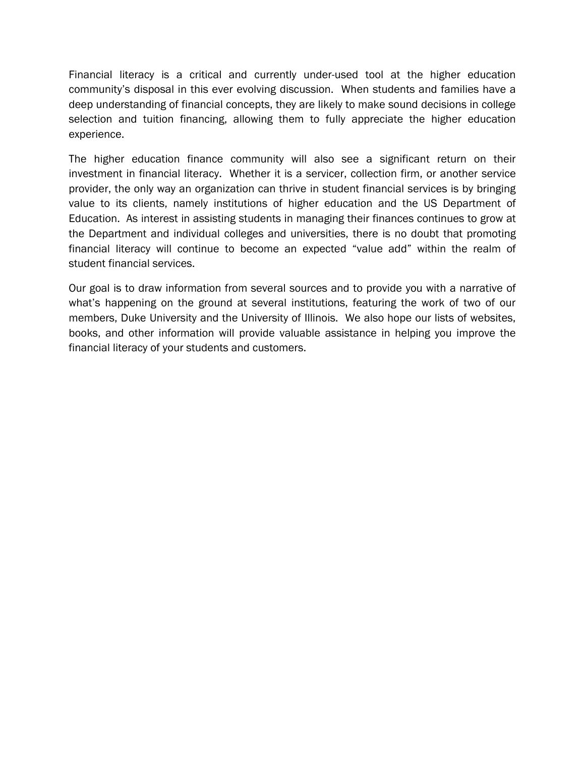Financial literacy is a critical and currently under-used tool at the higher education community's disposal in this ever evolving discussion. When students and families have a deep understanding of financial concepts, they are likely to make sound decisions in college selection and tuition financing, allowing them to fully appreciate the higher education experience.

The higher education finance community will also see a significant return on their investment in financial literacy. Whether it is a servicer, collection firm, or another service provider, the only way an organization can thrive in student financial services is by bringing value to its clients, namely institutions of higher education and the US Department of Education. As interest in assisting students in managing their finances continues to grow at the Department and individual colleges and universities, there is no doubt that promoting financial literacy will continue to become an expected "value add" within the realm of student financial services.

Our goal is to draw information from several sources and to provide you with a narrative of what's happening on the ground at several institutions, featuring the work of two of our members, Duke University and the University of Illinois. We also hope our lists of websites, books, and other information will provide valuable assistance in helping you improve the financial literacy of your students and customers.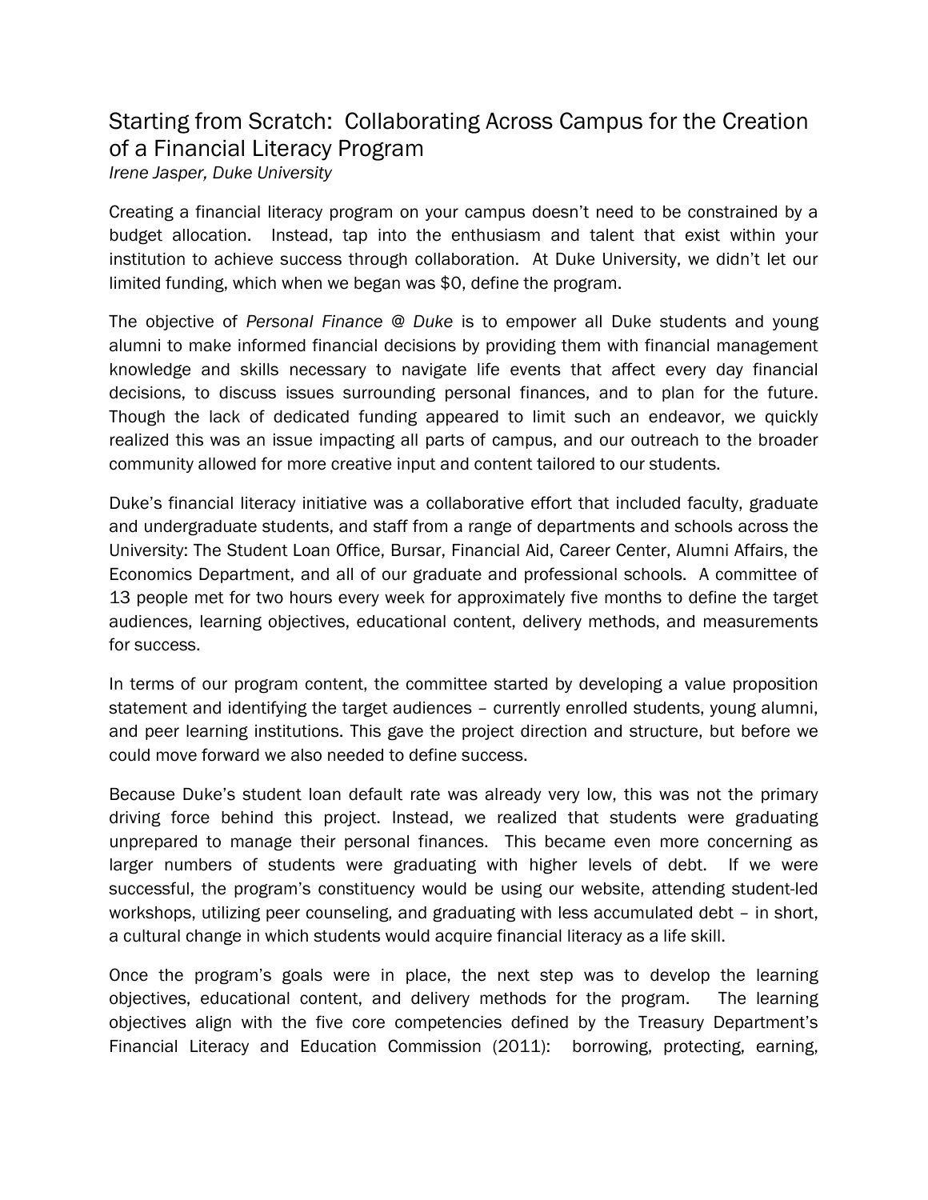## Starting from Scratch: Collaborating Across Campus for the Creation of a Financial Literacy Program

*Irene Jasper, Duke University*

Creating a financial literacy program on your campus doesn't need to be constrained by a budget allocation. Instead, tap into the enthusiasm and talent that exist within your institution to achieve success through collaboration. At Duke University, we didn't let our limited funding, which when we began was $0, define the program.

The objective of *Personal Finance @ Duke* is to empower all Duke students and young alumni to make informed financial decisions by providing them with financial management knowledge and skills necessary to navigate life events that affect every day financial decisions, to discuss issues surrounding personal finances, and to plan for the future. Though the lack of dedicated funding appeared to limit such an endeavor, we quickly realized this was an issue impacting all parts of campus, and our outreach to the broader community allowed for more creative input and content tailored to our students.

Duke's financial literacy initiative was a collaborative effort that included faculty, graduate and undergraduate students, and staff from a range of departments and schools across the University: The Student Loan Office, Bursar, Financial Aid, Career Center, Alumni Affairs, the Economics Department, and all of our graduate and professional schools. A committee of 13 people met for two hours every week for approximately five months to define the target audiences, learning objectives, educational content, delivery methods, and measurements for success.

In terms of our program content, the committee started by developing a value proposition statement and identifying the target audiences – currently enrolled students, young alumni, and peer learning institutions. This gave the project direction and structure, but before we could move forward we also needed to define success.

Because Duke's student loan default rate was already very low, this was not the primary driving force behind this project. Instead, we realized that students were graduating unprepared to manage their personal finances. This became even more concerning as larger numbers of students were graduating with higher levels of debt. If we were successful, the program's constituency would be using our website, attending student-led workshops, utilizing peer counseling, and graduating with less accumulated debt – in short, a cultural change in which students would acquire financial literacy as a life skill.

Once the program's goals were in place, the next step was to develop the learning objectives, educational content, and delivery methods for the program. The learning objectives align with the five core competencies defined by the Treasury Department's Financial Literacy and Education Commission (2011): borrowing, protecting, earning,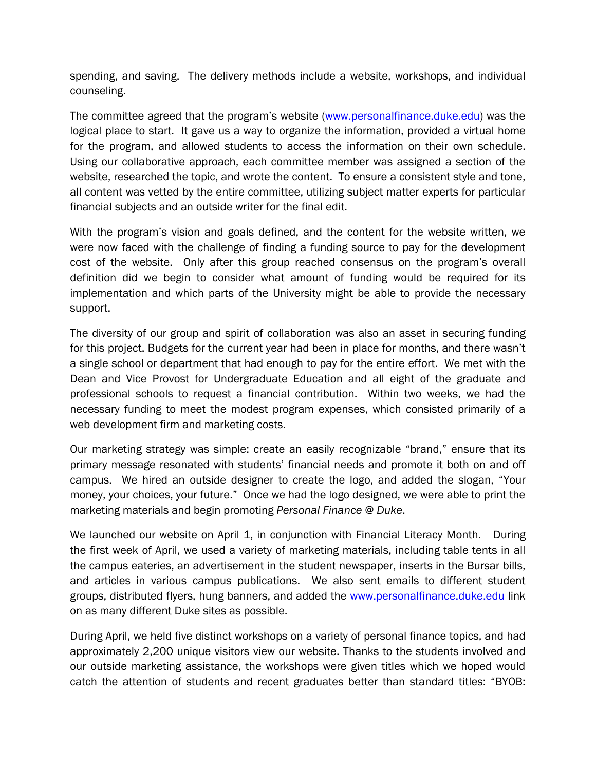spending, and saving. The delivery methods include a website, workshops, and individual counseling.

The committee agreed that the program's website (www.personalfinance.duke.edu) was the logical place to start. It gave us a way to organize the information, provided a virtual home for the program, and allowed students to access the information on their own schedule. Using our collaborative approach, each committee member was assigned a section of the website, researched the topic, and wrote the content. To ensure a consistent style and tone, all content was vetted by the entire committee, utilizing subject matter experts for particular financial subjects and an outside writer for the final edit.

With the program's vision and goals defined, and the content for the website written, we were now faced with the challenge of finding a funding source to pay for the development cost of the website. Only after this group reached consensus on the program's overall definition did we begin to consider what amount of funding would be required for its implementation and which parts of the University might be able to provide the necessary support.

The diversity of our group and spirit of collaboration was also an asset in securing funding for this project. Budgets for the current year had been in place for months, and there wasn't a single school or department that had enough to pay for the entire effort. We met with the Dean and Vice Provost for Undergraduate Education and all eight of the graduate and professional schools to request a financial contribution. Within two weeks, we had the necessary funding to meet the modest program expenses, which consisted primarily of a web development firm and marketing costs.

Our marketing strategy was simple: create an easily recognizable "brand," ensure that its primary message resonated with students' financial needs and promote it both on and off campus. We hired an outside designer to create the logo, and added the slogan, "Your money, your choices, your future." Once we had the logo designed, we were able to print the marketing materials and begin promoting *Personal Finance @ Duke*.

We launched our website on April 1, in conjunction with Financial Literacy Month. During the first week of April, we used a variety of marketing materials, including table tents in all the campus eateries, an advertisement in the student newspaper, inserts in the Bursar bills, and articles in various campus publications. We also sent emails to different student groups, distributed flyers, hung banners, and added the www.personalfinance.duke.edu link on as many different Duke sites as possible.

During April, we held five distinct workshops on a variety of personal finance topics, and had approximately 2,200 unique visitors view our website. Thanks to the students involved and our outside marketing assistance, the workshops were given titles which we hoped would catch the attention of students and recent graduates better than standard titles: "BYOB: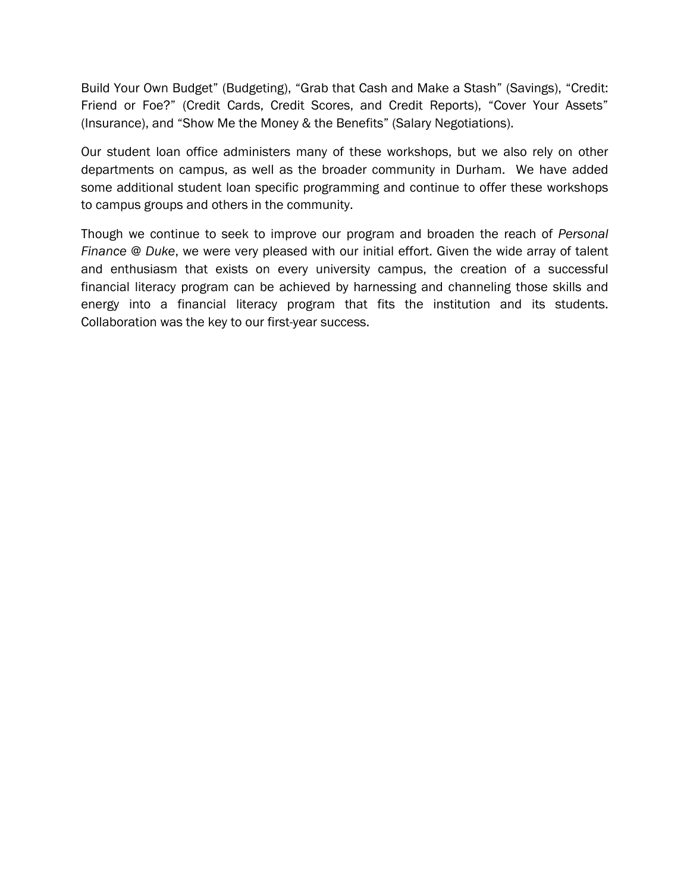Build Your Own Budget" (Budgeting), "Grab that Cash and Make a Stash" (Savings), "Credit: Friend or Foe?" (Credit Cards, Credit Scores, and Credit Reports), "Cover Your Assets" (Insurance), and "Show Me the Money & the Benefits" (Salary Negotiations).

Our student loan office administers many of these workshops, but we also rely on other departments on campus, as well as the broader community in Durham. We have added some additional student loan specific programming and continue to offer these workshops to campus groups and others in the community.

Though we continue to seek to improve our program and broaden the reach of *Personal Finance @ Duke*, we were very pleased with our initial effort. Given the wide array of talent and enthusiasm that exists on every university campus, the creation of a successful financial literacy program can be achieved by harnessing and channeling those skills and energy into a financial literacy program that fits the institution and its students. Collaboration was the key to our first-year success.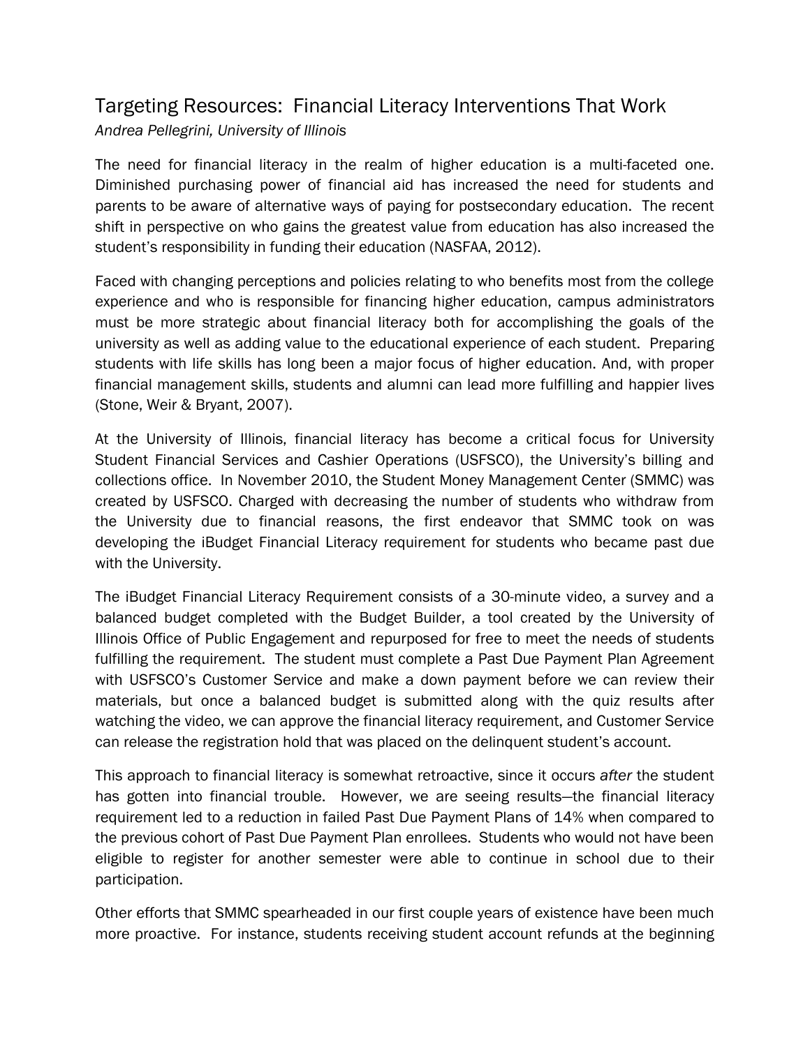## Targeting Resources: Financial Literacy Interventions That Work

*Andrea Pellegrini, University of Illinois*

The need for financial literacy in the realm of higher education is a multi-faceted one. Diminished purchasing power of financial aid has increased the need for students and parents to be aware of alternative ways of paying for postsecondary education. The recent shift in perspective on who gains the greatest value from education has also increased the student's responsibility in funding their education (NASFAA, 2012).

Faced with changing perceptions and policies relating to who benefits most from the college experience and who is responsible for financing higher education, campus administrators must be more strategic about financial literacy both for accomplishing the goals of the university as well as adding value to the educational experience of each student. Preparing students with life skills has long been a major focus of higher education. And, with proper financial management skills, students and alumni can lead more fulfilling and happier lives (Stone, Weir & Bryant, 2007).

At the University of Illinois, financial literacy has become a critical focus for University Student Financial Services and Cashier Operations (USFSCO), the University's billing and collections office. In November 2010, the Student Money Management Center (SMMC) was created by USFSCO. Charged with decreasing the number of students who withdraw from the University due to financial reasons, the first endeavor that SMMC took on was developing the iBudget Financial Literacy requirement for students who became past due with the University.

The iBudget Financial Literacy Requirement consists of a 30-minute video, a survey and a balanced budget completed with the Budget Builder, a tool created by the University of Illinois Office of Public Engagement and repurposed for free to meet the needs of students fulfilling the requirement. The student must complete a Past Due Payment Plan Agreement with USFSCO's Customer Service and make a down payment before we can review their materials, but once a balanced budget is submitted along with the quiz results after watching the video, we can approve the financial literacy requirement, and Customer Service can release the registration hold that was placed on the delinquent student's account.

This approach to financial literacy is somewhat retroactive, since it occurs *after* the student has gotten into financial trouble. However, we are seeing results—the financial literacy requirement led to a reduction in failed Past Due Payment Plans of 14% when compared to the previous cohort of Past Due Payment Plan enrollees. Students who would not have been eligible to register for another semester were able to continue in school due to their participation.

Other efforts that SMMC spearheaded in our first couple years of existence have been much more proactive. For instance, students receiving student account refunds at the beginning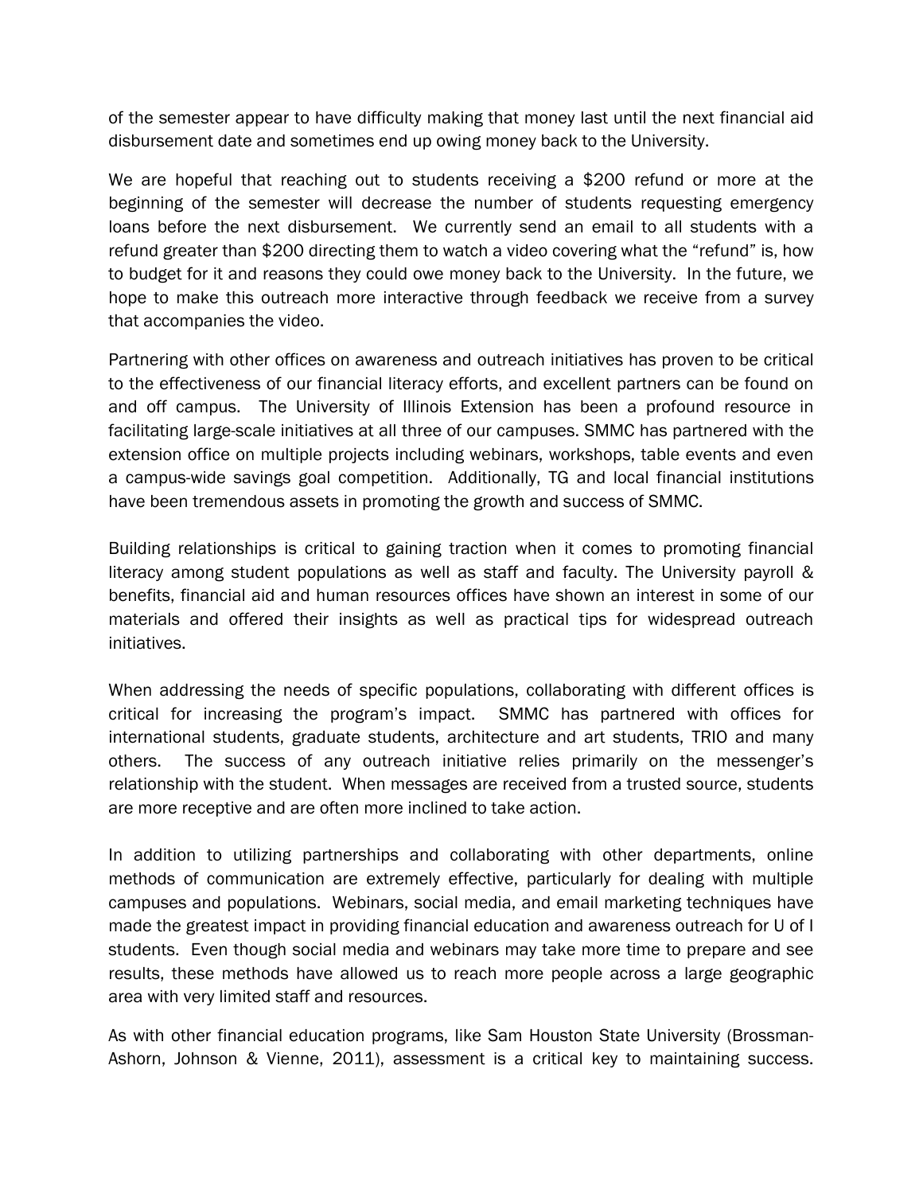of the semester appear to have difficulty making that money last until the next financial aid disbursement date and sometimes end up owing money back to the University.

We are hopeful that reaching out to students receiving a $200 refund or more at the beginning of the semester will decrease the number of students requesting emergency loans before the next disbursement. We currently send an email to all students with a refund greater than $200 directing them to watch a video covering what the "refund" is, how to budget for it and reasons they could owe money back to the University. In the future, we hope to make this outreach more interactive through feedback we receive from a survey that accompanies the video.

Partnering with other offices on awareness and outreach initiatives has proven to be critical to the effectiveness of our financial literacy efforts, and excellent partners can be found on and off campus. The University of Illinois Extension has been a profound resource in facilitating large-scale initiatives at all three of our campuses. SMMC has partnered with the extension office on multiple projects including webinars, workshops, table events and even a campus-wide savings goal competition. Additionally, TG and local financial institutions have been tremendous assets in promoting the growth and success of SMMC.

Building relationships is critical to gaining traction when it comes to promoting financial literacy among student populations as well as staff and faculty. The University payroll & benefits, financial aid and human resources offices have shown an interest in some of our materials and offered their insights as well as practical tips for widespread outreach initiatives.

When addressing the needs of specific populations, collaborating with different offices is critical for increasing the program's impact. SMMC has partnered with offices for international students, graduate students, architecture and art students, TRIO and many others. The success of any outreach initiative relies primarily on the messenger's relationship with the student. When messages are received from a trusted source, students are more receptive and are often more inclined to take action.

In addition to utilizing partnerships and collaborating with other departments, online methods of communication are extremely effective, particularly for dealing with multiple campuses and populations. Webinars, social media, and email marketing techniques have made the greatest impact in providing financial education and awareness outreach for U of I students. Even though social media and webinars may take more time to prepare and see results, these methods have allowed us to reach more people across a large geographic area with very limited staff and resources.

As with other financial education programs, like Sam Houston State University (Brossman-Ashorn, Johnson & Vienne, 2011), assessment is a critical key to maintaining success.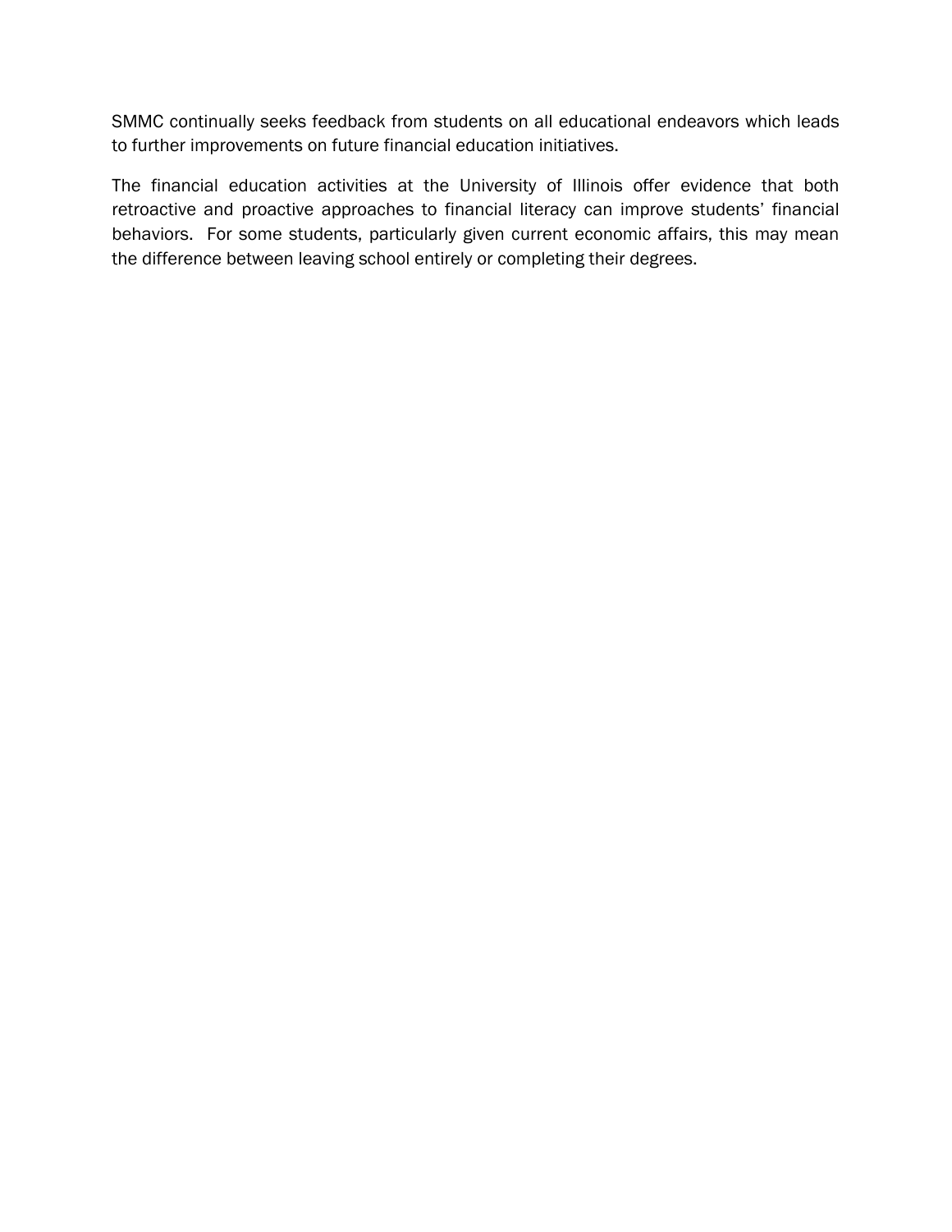SMMC continually seeks feedback from students on all educational endeavors which leads to further improvements on future financial education initiatives.

The financial education activities at the University of Illinois offer evidence that both retroactive and proactive approaches to financial literacy can improve students' financial behaviors. For some students, particularly given current economic affairs, this may mean the difference between leaving school entirely or completing their degrees.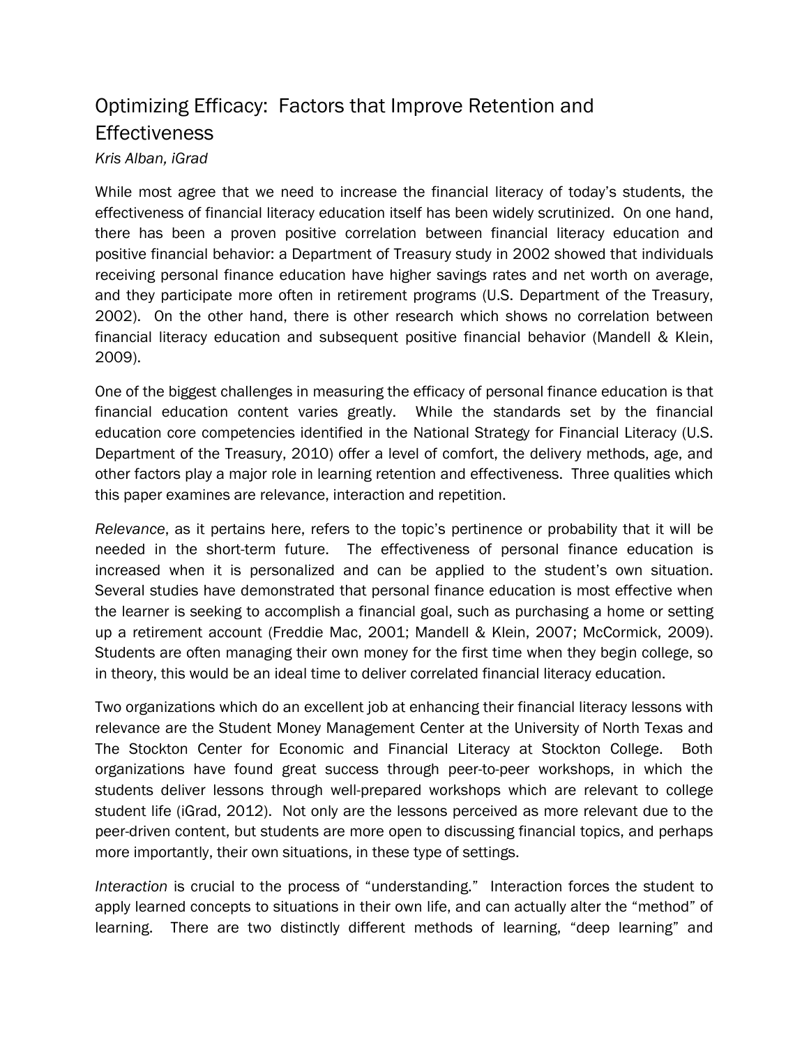## Optimizing Efficacy: Factors that Improve Retention and Effectiveness

*Kris Alban, iGrad*

While most agree that we need to increase the financial literacy of today's students, the effectiveness of financial literacy education itself has been widely scrutinized. On one hand, there has been a proven positive correlation between financial literacy education and positive financial behavior: a Department of Treasury study in 2002 showed that individuals receiving personal finance education have higher savings rates and net worth on average, and they participate more often in retirement programs (U.S. Department of the Treasury, 2002). On the other hand, there is other research which shows no correlation between financial literacy education and subsequent positive financial behavior (Mandell & Klein, 2009).

One of the biggest challenges in measuring the efficacy of personal finance education is that financial education content varies greatly. While the standards set by the financial education core competencies identified in the National Strategy for Financial Literacy (U.S. Department of the Treasury, 2010) offer a level of comfort, the delivery methods, age, and other factors play a major role in learning retention and effectiveness. Three qualities which this paper examines are relevance, interaction and repetition.

*Relevance*, as it pertains here, refers to the topic's pertinence or probability that it will be needed in the short-term future. The effectiveness of personal finance education is increased when it is personalized and can be applied to the student's own situation. Several studies have demonstrated that personal finance education is most effective when the learner is seeking to accomplish a financial goal, such as purchasing a home or setting up a retirement account (Freddie Mac, 2001; Mandell & Klein, 2007; McCormick, 2009). Students are often managing their own money for the first time when they begin college, so in theory, this would be an ideal time to deliver correlated financial literacy education.

Two organizations which do an excellent job at enhancing their financial literacy lessons with relevance are the Student Money Management Center at the University of North Texas and The Stockton Center for Economic and Financial Literacy at Stockton College. Both organizations have found great success through peer-to-peer workshops, in which the students deliver lessons through well-prepared workshops which are relevant to college student life (iGrad, 2012). Not only are the lessons perceived as more relevant due to the peer-driven content, but students are more open to discussing financial topics, and perhaps more importantly, their own situations, in these type of settings.

*Interaction* is crucial to the process of "understanding." Interaction forces the student to apply learned concepts to situations in their own life, and can actually alter the "method" of learning. There are two distinctly different methods of learning, "deep learning" and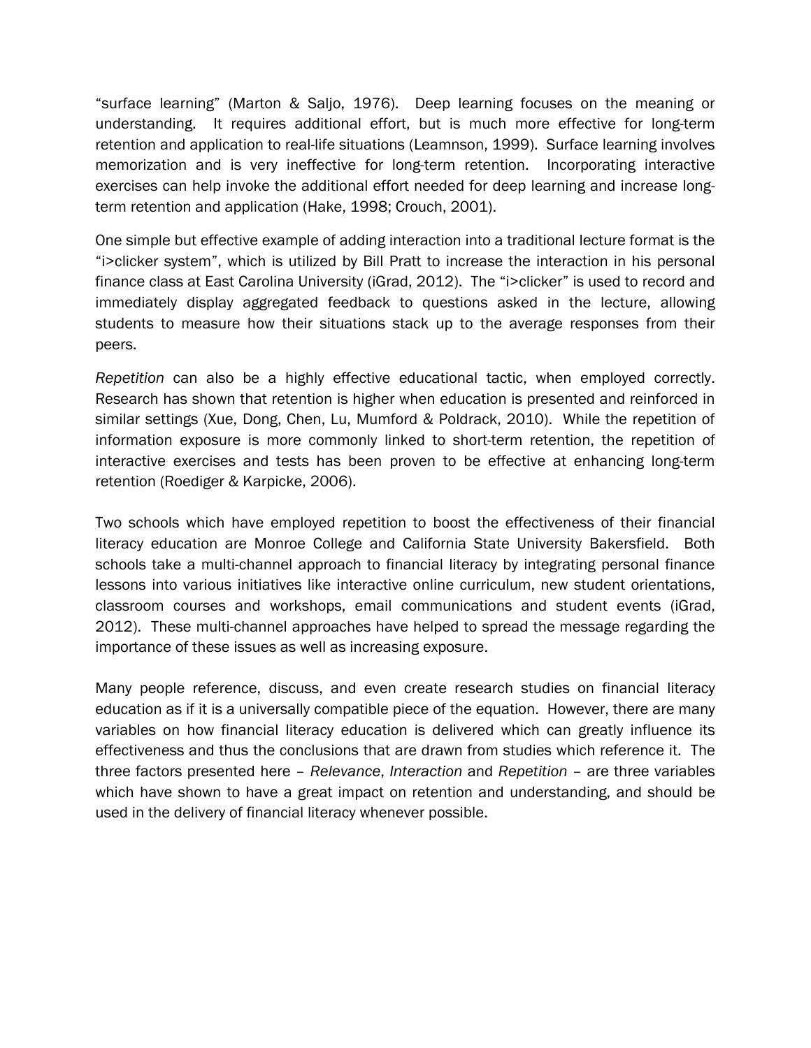"surface learning" (Marton & Saljo, 1976). Deep learning focuses on the meaning or understanding. It requires additional effort, but is much more effective for long-term retention and application to real-life situations (Leamnson, 1999). Surface learning involves memorization and is very ineffective for long-term retention. Incorporating interactive exercises can help invoke the additional effort needed for deep learning and increase long-term retention and application (Hake, 1998; Crouch, 2001).

One simple but effective example of adding interaction into a traditional lecture format is the "i>clicker system", which is utilized by Bill Pratt to increase the interaction in his personal finance class at East Carolina University (iGrad, 2012). The "i>clicker" is used to record and immediately display aggregated feedback to questions asked in the lecture, allowing students to measure how their situations stack up to the average responses from their peers.

*Repetition* can also be a highly effective educational tactic, when employed correctly. Research has shown that retention is higher when education is presented and reinforced in similar settings (Xue, Dong, Chen, Lu, Mumford & Poldrack, 2010). While the repetition of information exposure is more commonly linked to short-term retention, the repetition of interactive exercises and tests has been proven to be effective at enhancing long-term retention (Roediger & Karpicke, 2006).

Two schools which have employed repetition to boost the effectiveness of their financial literacy education are Monroe College and California State University Bakersfield. Both schools take a multi-channel approach to financial literacy by integrating personal finance lessons into various initiatives like interactive online curriculum, new student orientations, classroom courses and workshops, email communications and student events (iGrad, 2012). These multi-channel approaches have helped to spread the message regarding the importance of these issues as well as increasing exposure.

Many people reference, discuss, and even create research studies on financial literacy education as if it is a universally compatible piece of the equation. However, there are many variables on how financial literacy education is delivered which can greatly influence its effectiveness and thus the conclusions that are drawn from studies which reference it. The three factors presented here – *Relevance*, *Interaction* and *Repetition* – are three variables which have shown to have a great impact on retention and understanding, and should be used in the delivery of financial literacy whenever possible.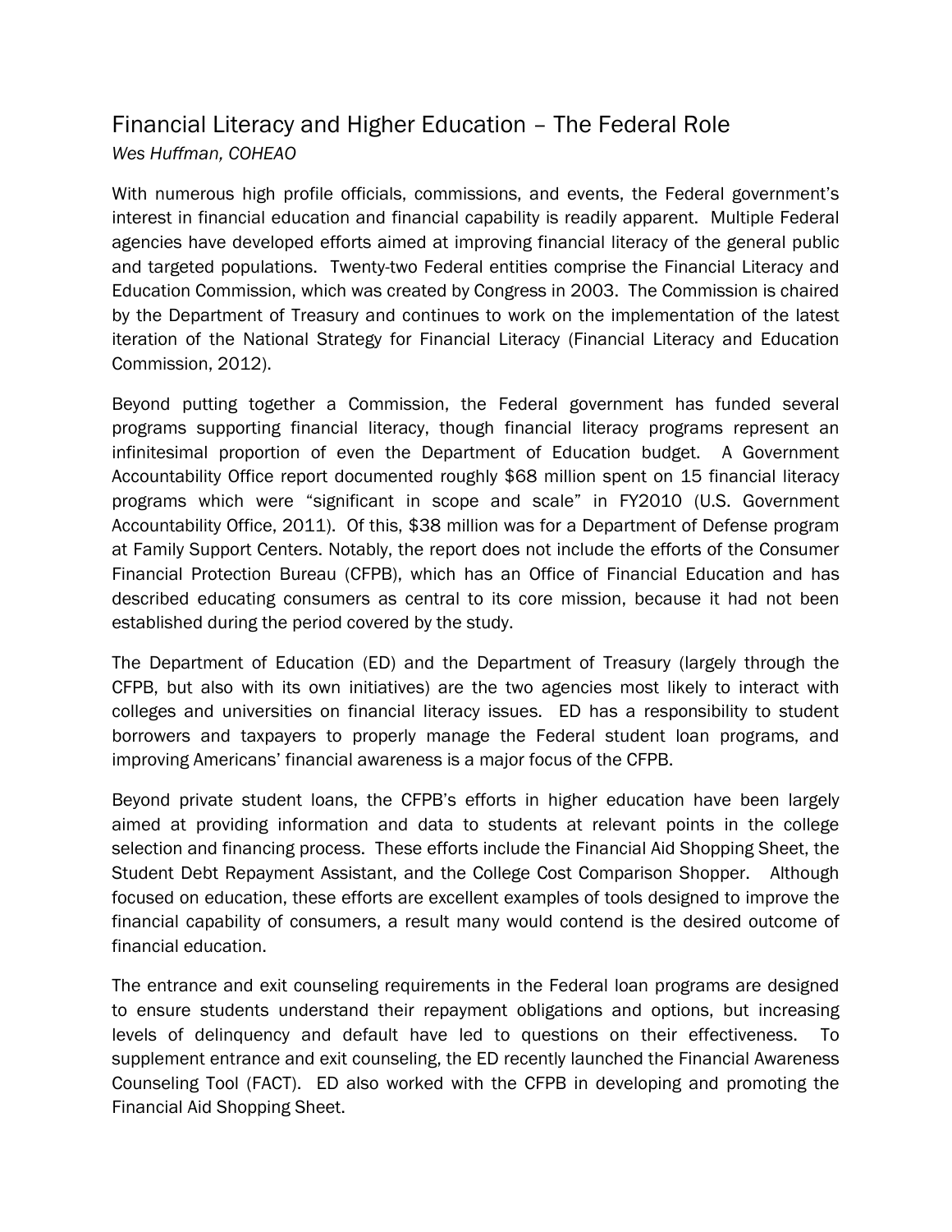## Financial Literacy and Higher Education – The Federal Role

*Wes Huffman, COHEAO*

With numerous high profile officials, commissions, and events, the Federal government's interest in financial education and financial capability is readily apparent. Multiple Federal agencies have developed efforts aimed at improving financial literacy of the general public and targeted populations. Twenty-two Federal entities comprise the Financial Literacy and Education Commission, which was created by Congress in 2003. The Commission is chaired by the Department of Treasury and continues to work on the implementation of the latest iteration of the National Strategy for Financial Literacy (Financial Literacy and Education Commission, 2012).

Beyond putting together a Commission, the Federal government has funded several programs supporting financial literacy, though financial literacy programs represent an infinitesimal proportion of even the Department of Education budget. A Government Accountability Office report documented roughly $68 million spent on 15 financial literacy programs which were "significant in scope and scale" in FY2010 (U.S. Government Accountability Office, 2011). Of this, $38 million was for a Department of Defense program at Family Support Centers. Notably, the report does not include the efforts of the Consumer Financial Protection Bureau (CFPB), which has an Office of Financial Education and has described educating consumers as central to its core mission, because it had not been established during the period covered by the study.

The Department of Education (ED) and the Department of Treasury (largely through the CFPB, but also with its own initiatives) are the two agencies most likely to interact with colleges and universities on financial literacy issues. ED has a responsibility to student borrowers and taxpayers to properly manage the Federal student loan programs, and improving Americans' financial awareness is a major focus of the CFPB.

Beyond private student loans, the CFPB's efforts in higher education have been largely aimed at providing information and data to students at relevant points in the college selection and financing process. These efforts include the Financial Aid Shopping Sheet, the Student Debt Repayment Assistant, and the College Cost Comparison Shopper. Although focused on education, these efforts are excellent examples of tools designed to improve the financial capability of consumers, a result many would contend is the desired outcome of financial education.

The entrance and exit counseling requirements in the Federal loan programs are designed to ensure students understand their repayment obligations and options, but increasing levels of delinquency and default have led to questions on their effectiveness. To supplement entrance and exit counseling, the ED recently launched the Financial Awareness Counseling Tool (FACT). ED also worked with the CFPB in developing and promoting the Financial Aid Shopping Sheet.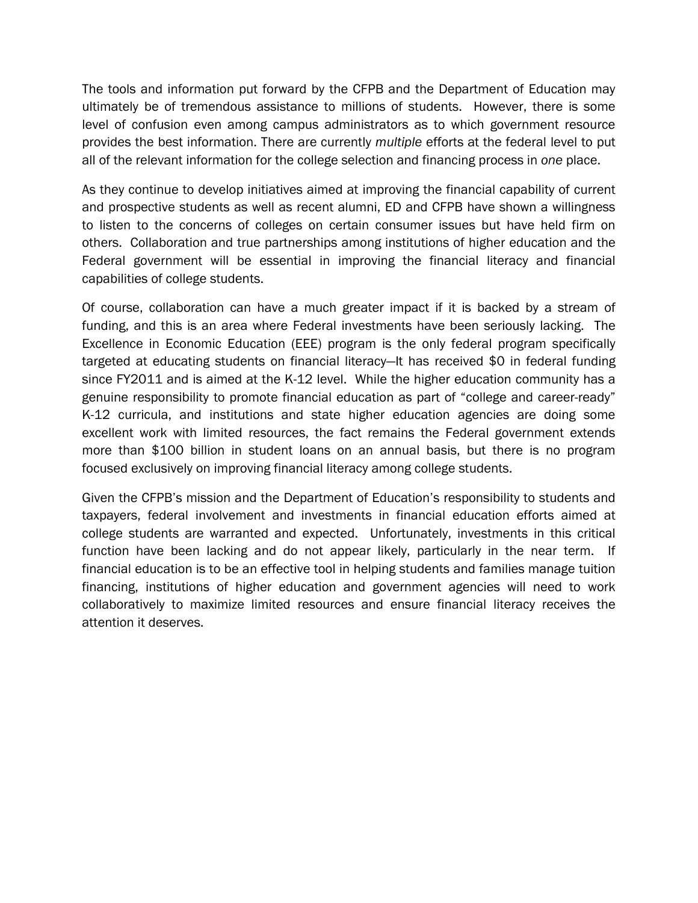The tools and information put forward by the CFPB and the Department of Education may ultimately be of tremendous assistance to millions of students. However, there is some level of confusion even among campus administrators as to which government resource provides the best information. There are currently *multiple* efforts at the federal level to put all of the relevant information for the college selection and financing process in *one* place.

As they continue to develop initiatives aimed at improving the financial capability of current and prospective students as well as recent alumni, ED and CFPB have shown a willingness to listen to the concerns of colleges on certain consumer issues but have held firm on others. Collaboration and true partnerships among institutions of higher education and the Federal government will be essential in improving the financial literacy and financial capabilities of college students.

Of course, collaboration can have a much greater impact if it is backed by a stream of funding, and this is an area where Federal investments have been seriously lacking. The Excellence in Economic Education (EEE) program is the only federal program specifically targeted at educating students on financial literacy—It has received $0 in federal funding since FY2011 and is aimed at the K-12 level. While the higher education community has a genuine responsibility to promote financial education as part of "college and career-ready" K-12 curricula, and institutions and state higher education agencies are doing some excellent work with limited resources, the fact remains the Federal government extends more than $100 billion in student loans on an annual basis, but there is no program focused exclusively on improving financial literacy among college students.

Given the CFPB's mission and the Department of Education's responsibility to students and taxpayers, federal involvement and investments in financial education efforts aimed at college students are warranted and expected. Unfortunately, investments in this critical function have been lacking and do not appear likely, particularly in the near term. If financial education is to be an effective tool in helping students and families manage tuition financing, institutions of higher education and government agencies will need to work collaboratively to maximize limited resources and ensure financial literacy receives the attention it deserves.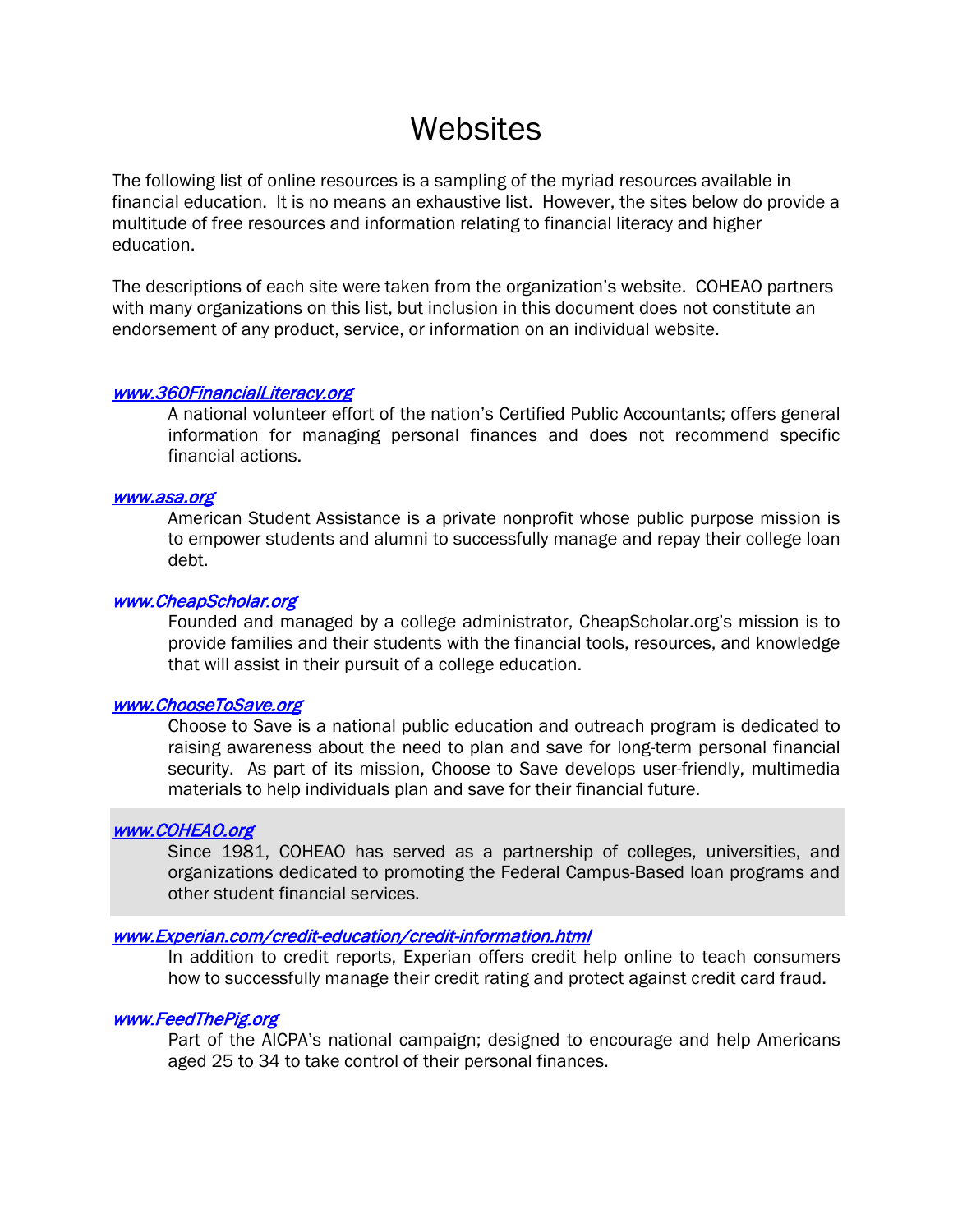# Websites

The following list of online resources is a sampling of the myriad resources available in financial education. It is no means an exhaustive list. However, the sites below do provide a multitude of free resources and information relating to financial literacy and higher education.

The descriptions of each site were taken from the organization's website. COHEAO partners with many organizations on this list, but inclusion in this document does not constitute an endorsement of any product, service, or information on an individual website.

*www.360FinancialLiteracy.org*

A national volunteer effort of the nation's Certified Public Accountants; offers general information for managing personal finances and does not recommend specific financial actions.

*www.asa.org*

American Student Assistance is a private nonprofit whose public purpose mission is to empower students and alumni to successfully manage and repay their college loan debt.

*www.CheapScholar.org*

Founded and managed by a college administrator, CheapScholar.org's mission is to provide families and their students with the financial tools, resources, and knowledge that will assist in their pursuit of a college education.

*www.ChooseToSave.org*

Choose to Save is a national public education and outreach program is dedicated to raising awareness about the need to plan and save for long-term personal financial security. As part of its mission, Choose to Save develops user-friendly, multimedia materials to help individuals plan and save for their financial future.

*www.COHEAO.org*

Since 1981, COHEAO has served as a partnership of colleges, universities, and organizations dedicated to promoting the Federal Campus-Based loan programs and other student financial services.

*www.Experian.com/credit-education/credit-information.html*

In addition to credit reports, Experian offers credit help online to teach consumers how to successfully manage their credit rating and protect against credit card fraud.

*www.FeedThePig.org*

Part of the AICPA's national campaign; designed to encourage and help Americans aged 25 to 34 to take control of their personal finances.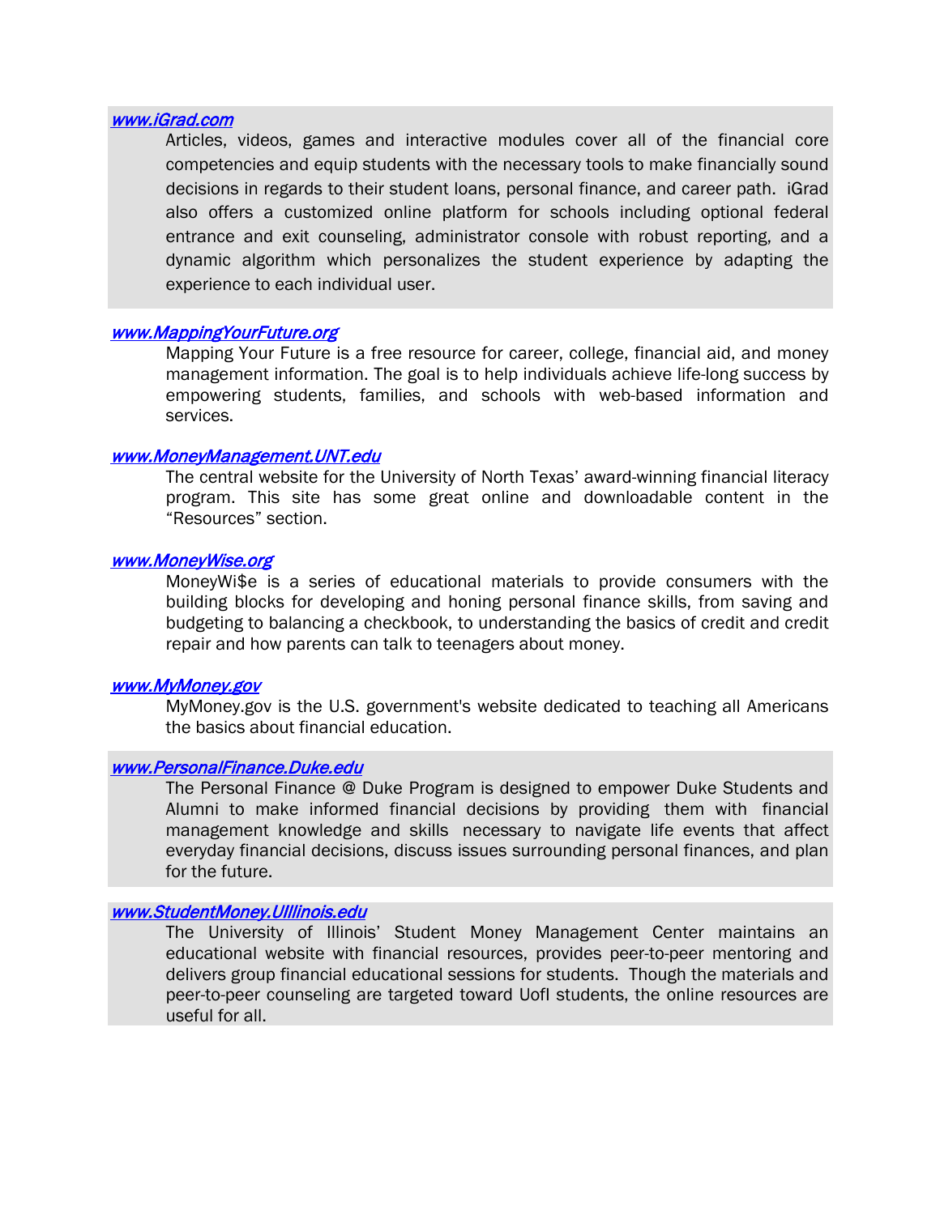[www.iGrad.com](http://www.iGrad.com)

Articles, videos, games and interactive modules cover all of the financial core competencies and equip students with the necessary tools to make financially sound decisions in regards to their student loans, personal finance, and career path. iGrad also offers a customized online platform for schools including optional federal entrance and exit counseling, administrator console with robust reporting, and a dynamic algorithm which personalizes the student experience by adapting the experience to each individual user.

[www.MappingYourFuture.org](http://www.MappingYourFuture.org)

Mapping Your Future is a free resource for career, college, financial aid, and money management information. The goal is to help individuals achieve life-long success by empowering students, families, and schools with web-based information and services.

[www.MoneyManagement.UNT.edu](http://www.MoneyManagement.UNT.edu)

The central website for the University of North Texas' award-winning financial literacy program. This site has some great online and downloadable content in the "Resources" section.

[www.MoneyWise.org](http://www.MoneyWise.org)

MoneyWi$e is a series of educational materials to provide consumers with the building blocks for developing and honing personal finance skills, from saving and budgeting to balancing a checkbook, to understanding the basics of credit and credit repair and how parents can talk to teenagers about money.

[www.MyMoney.gov](http://www.MyMoney.gov)

MyMoney.gov is the U.S. government's website dedicated to teaching all Americans the basics about financial education.

[www.PersonalFinance.Duke.edu](http://www.PersonalFinance.Duke.edu)

The Personal Finance @ Duke Program is designed to empower Duke Students and Alumni to make informed financial decisions by providing them with financial management knowledge and skills necessary to navigate life events that affect everyday financial decisions, discuss issues surrounding personal finances, and plan for the future.

[www.StudentMoney.UIllinois.edu](http://www.StudentMoney.UIllinois.edu)

The University of Illinois' Student Money Management Center maintains an educational website with financial resources, provides peer-to-peer mentoring and delivers group financial educational sessions for students. Though the materials and peer-to-peer counseling are targeted toward UofI students, the online resources are useful for all.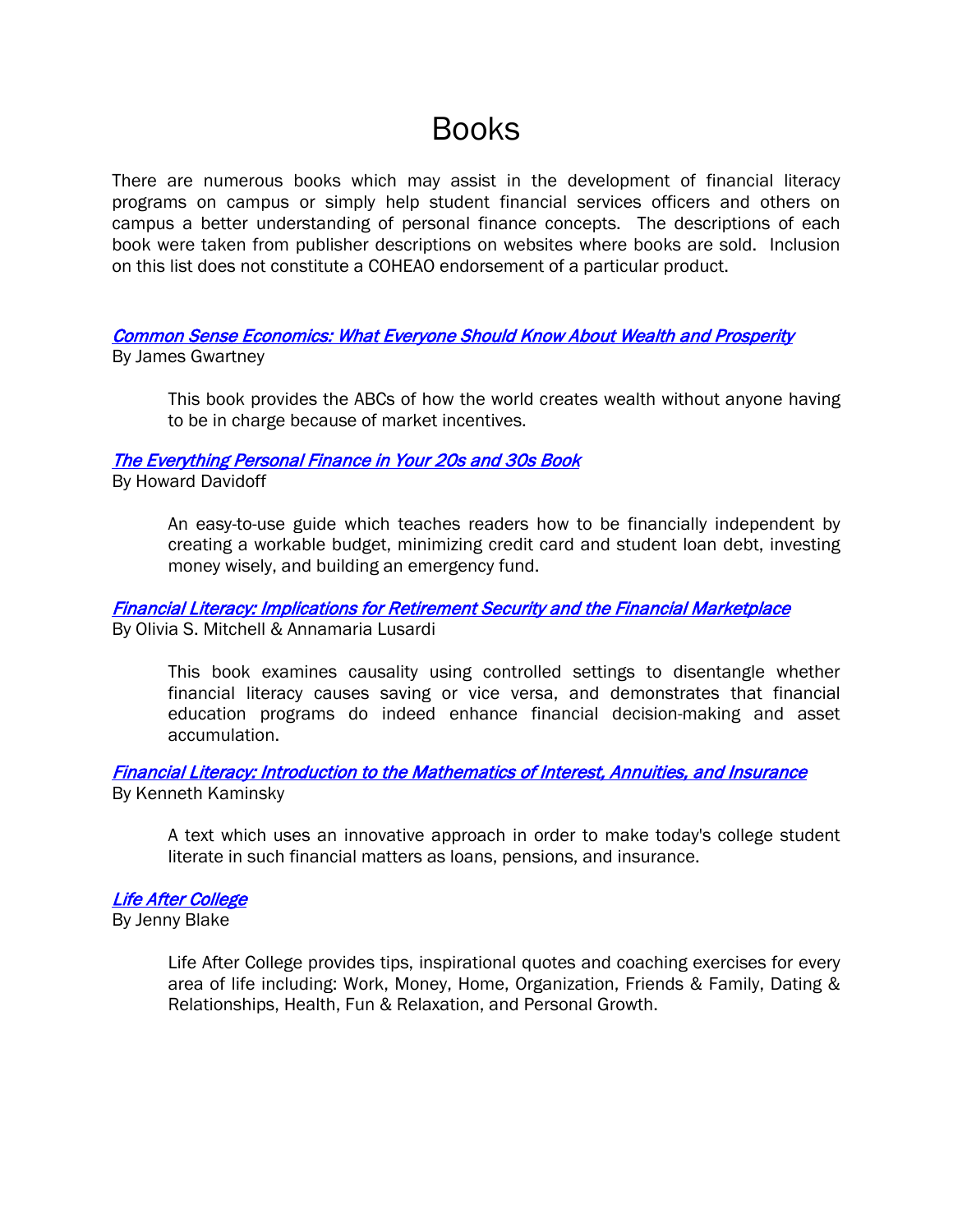# Books

There are numerous books which may assist in the development of financial literacy programs on campus or simply help student financial services officers and others on campus a better understanding of personal finance concepts. The descriptions of each book were taken from publisher descriptions on websites where books are sold. Inclusion on this list does not constitute a COHEAO endorsement of a particular product.

***Common Sense Economics: What Everyone Should Know About Wealth and Prosperity***
By James Gwartney

> This book provides the ABCs of how the world creates wealth without anyone having to be in charge because of market incentives.

***The Everything Personal Finance in Your 20s and 30s Book***
By Howard Davidoff

> An easy-to-use guide which teaches readers how to be financially independent by creating a workable budget, minimizing credit card and student loan debt, investing money wisely, and building an emergency fund.

***Financial Literacy: Implications for Retirement Security and the Financial Marketplace***
By Olivia S. Mitchell & Annamaria Lusardi

> This book examines causality using controlled settings to disentangle whether financial literacy causes saving or vice versa, and demonstrates that financial education programs do indeed enhance financial decision-making and asset accumulation.

***Financial Literacy: Introduction to the Mathematics of Interest, Annuities, and Insurance***
By Kenneth Kaminsky

> A text which uses an innovative approach in order to make today's college student literate in such financial matters as loans, pensions, and insurance.

***Life After College***
By Jenny Blake

> Life After College provides tips, inspirational quotes and coaching exercises for every area of life including: Work, Money, Home, Organization, Friends & Family, Dating & Relationships, Health, Fun & Relaxation, and Personal Growth.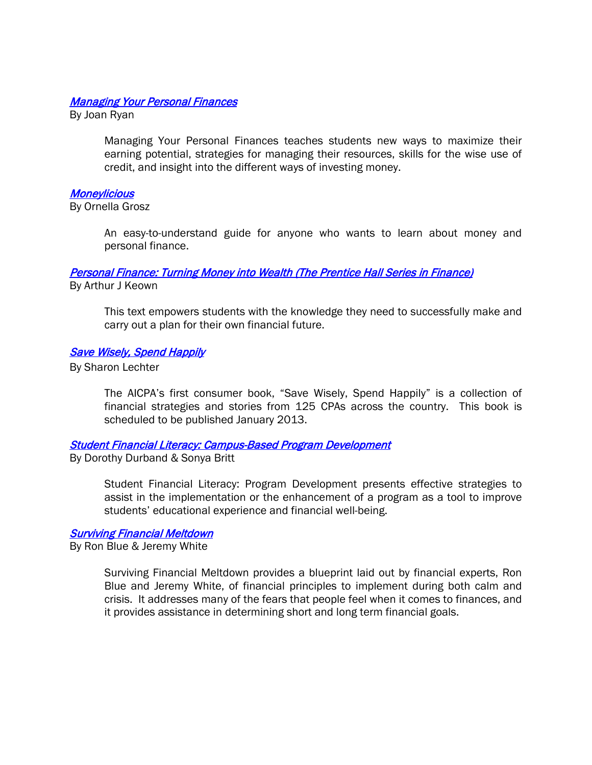[*Managing Your Personal Finances*]
By Joan Ryan

> Managing Your Personal Finances teaches students new ways to maximize their earning potential, strategies for managing their resources, skills for the wise use of credit, and insight into the different ways of investing money.

[*Moneylicious*]
By Ornella Grosz

> An easy-to-understand guide for anyone who wants to learn about money and personal finance.

[*Personal Finance: Turning Money into Wealth (The Prentice Hall Series in Finance)*]
By Arthur J Keown

> This text empowers students with the knowledge they need to successfully make and carry out a plan for their own financial future.

[*Save Wisely, Spend Happily*]
By Sharon Lechter

> The AICPA's first consumer book, "Save Wisely, Spend Happily" is a collection of financial strategies and stories from 125 CPAs across the country. This book is scheduled to be published January 2013.

[*Student Financial Literacy: Campus-Based Program Development*]
By Dorothy Durband & Sonya Britt

> Student Financial Literacy: Program Development presents effective strategies to assist in the implementation or the enhancement of a program as a tool to improve students' educational experience and financial well-being.

[*Surviving Financial Meltdown*]
By Ron Blue & Jeremy White

> Surviving Financial Meltdown provides a blueprint laid out by financial experts, Ron Blue and Jeremy White, of financial principles to implement during both calm and crisis. It addresses many of the fears that people feel when it comes to finances, and it provides assistance in determining short and long term financial goals.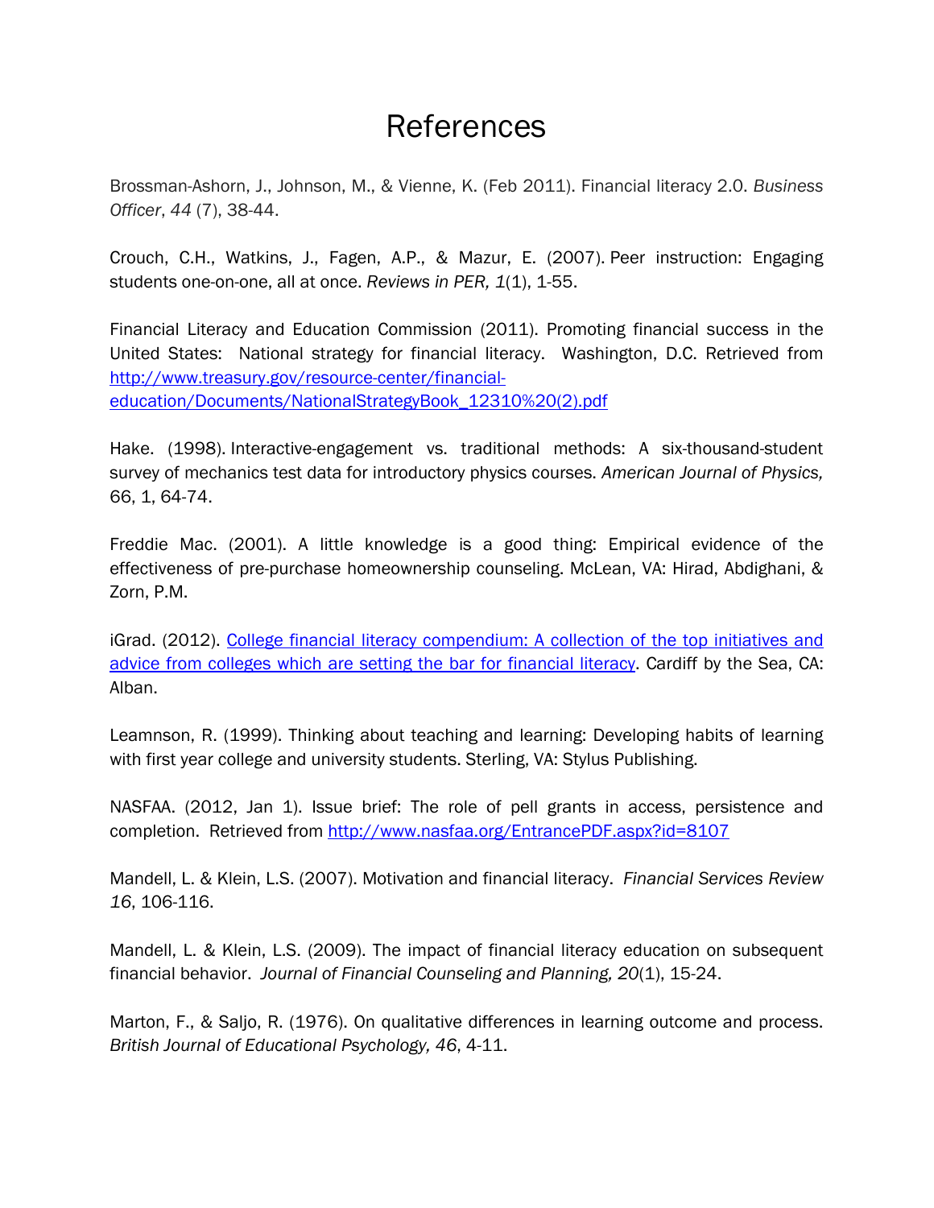# References

Brossman-Ashorn, J., Johnson, M., & Vienne, K. (Feb 2011). Financial literacy 2.0. *Business Officer*, *44* (7), 38-44.

Crouch, C.H., Watkins, J., Fagen, A.P., & Mazur, E. (2007). Peer instruction: Engaging students one-on-one, all at once. *Reviews in PER, 1*(1), 1-55.

Financial Literacy and Education Commission (2011). Promoting financial success in the United States: National strategy for financial literacy. Washington, D.C. Retrieved from [http://www.treasury.gov/resource-center/financial-education/Documents/NationalStrategyBook_12310%20(2).pdf](http://www.treasury.gov/resource-center/financial-education/Documents/NationalStrategyBook_12310%20(2).pdf)

Hake. (1998). Interactive-engagement vs. traditional methods: A six-thousand-student survey of mechanics test data for introductory physics courses. *American Journal of Physics,* 66, 1, 64-74.

Freddie Mac. (2001). A little knowledge is a good thing: Empirical evidence of the effectiveness of pre-purchase homeownership counseling. McLean, VA: Hirad, Abdighani, & Zorn, P.M.

iGrad. (2012). College financial literacy compendium: A collection of the top initiatives and advice from colleges which are setting the bar for financial literacy. Cardiff by the Sea, CA: Alban.

Leamnson, R. (1999). Thinking about teaching and learning: Developing habits of learning with first year college and university students. Sterling, VA: Stylus Publishing.

NASFAA. (2012, Jan 1). Issue brief: The role of pell grants in access, persistence and completion. Retrieved from [http://www.nasfaa.org/EntrancePDF.aspx?id=8107](http://www.nasfaa.org/EntrancePDF.aspx?id=8107)

Mandell, L. & Klein, L.S. (2007). Motivation and financial literacy. *Financial Services Review 16*, 106-116.

Mandell, L. & Klein, L.S. (2009). The impact of financial literacy education on subsequent financial behavior. *Journal of Financial Counseling and Planning, 20*(1), 15-24.

Marton, F., & Saljo, R. (1976). On qualitative differences in learning outcome and process. *British Journal of Educational Psychology, 46*, 4-11.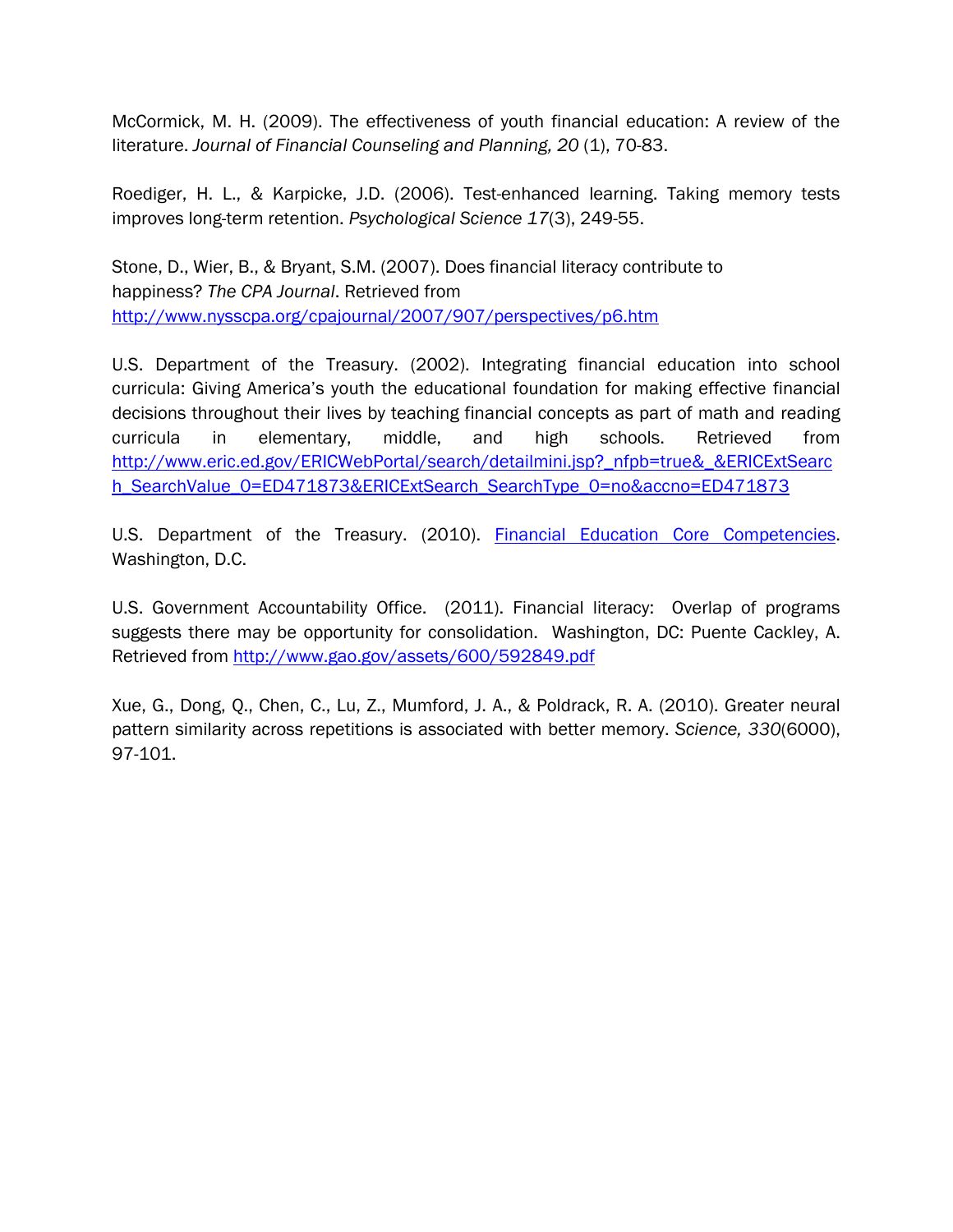McCormick, M. H. (2009). The effectiveness of youth financial education: A review of the literature. *Journal of Financial Counseling and Planning, 20* (1), 70-83.

Roediger, H. L., & Karpicke, J.D. (2006). Test-enhanced learning. Taking memory tests improves long-term retention. *Psychological Science 17*(3), 249-55.

Stone, D., Wier, B., & Bryant, S.M. (2007). Does financial literacy contribute to happiness? *The CPA Journal*. Retrieved from http://www.nysscpa.org/cpajournal/2007/907/perspectives/p6.htm

U.S. Department of the Treasury. (2002). Integrating financial education into school curricula: Giving America's youth the educational foundation for making effective financial decisions throughout their lives by teaching financial concepts as part of math and reading curricula in elementary, middle, and high schools. Retrieved from http://www.eric.ed.gov/ERICWebPortal/search/detailmini.jsp?_nfpb=true&_&ERICExtSearch_SearchValue_0=ED471873&ERICExtSearch_SearchType_0=no&accno=ED471873

U.S. Department of the Treasury. (2010). Financial Education Core Competencies. Washington, D.C.

U.S. Government Accountability Office. (2011). Financial literacy: Overlap of programs suggests there may be opportunity for consolidation. Washington, DC: Puente Cackley, A. Retrieved from http://www.gao.gov/assets/600/592849.pdf

Xue, G., Dong, Q., Chen, C., Lu, Z., Mumford, J. A., & Poldrack, R. A. (2010). Greater neural pattern similarity across repetitions is associated with better memory. *Science, 330*(6000), 97-101.